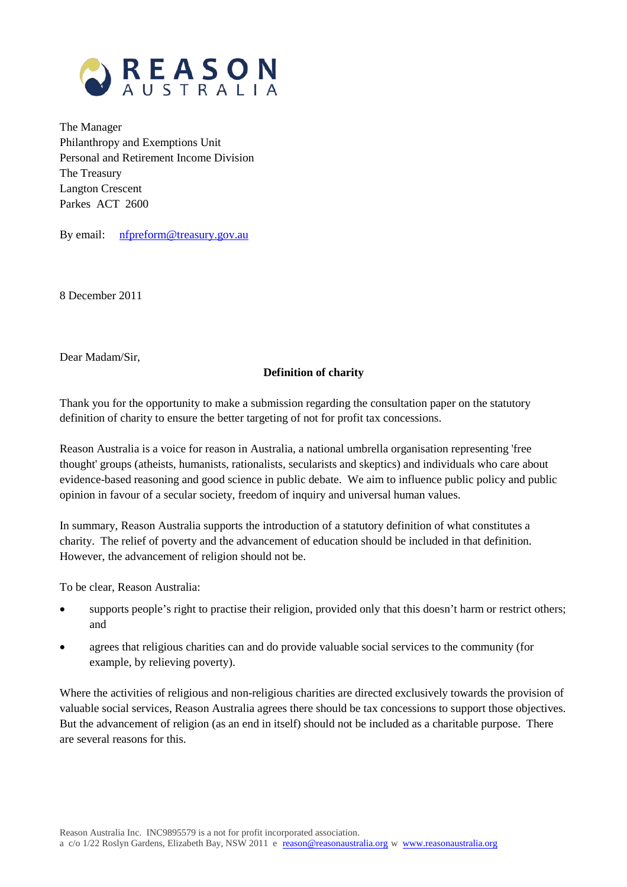REASON
AUSTRALIA

The Manager
Philanthropy and Exemptions Unit
Personal and Retirement Income Division
The Treasury
Langton Crescent
Parkes ACT 2600

By email: nfpreform@treasury.gov.au

8 December 2011

Dear Madam/Sir,

**Definition of charity**

Thank you for the opportunity to make a submission regarding the consultation paper on the statutory definition of charity to ensure the better targeting of not for profit tax concessions.

Reason Australia is a voice for reason in Australia, a national umbrella organisation representing 'free thought' groups (atheists, humanists, rationalists, secularists and skeptics) and individuals who care about evidence-based reasoning and good science in public debate. We aim to influence public policy and public opinion in favour of a secular society, freedom of inquiry and universal human values.

In summary, Reason Australia supports the introduction of a statutory definition of what constitutes a charity. The relief of poverty and the advancement of education should be included in that definition. However, the advancement of religion should not be.

To be clear, Reason Australia:

- supports people's right to practise their religion, provided only that this doesn't harm or restrict others; and
- agrees that religious charities can and do provide valuable social services to the community (for example, by relieving poverty).

Where the activities of religious and non-religious charities are directed exclusively towards the provision of valuable social services, Reason Australia agrees there should be tax concessions to support those objectives. But the advancement of religion (as an end in itself) should not be included as a charitable purpose. There are several reasons for this.

Reason Australia Inc. INC9895579 is a not for profit incorporated association.
a c/o 1/22 Roslyn Gardens, Elizabeth Bay, NSW 2011 e reason@reasonaustralia.org w www.reasonaustralia.org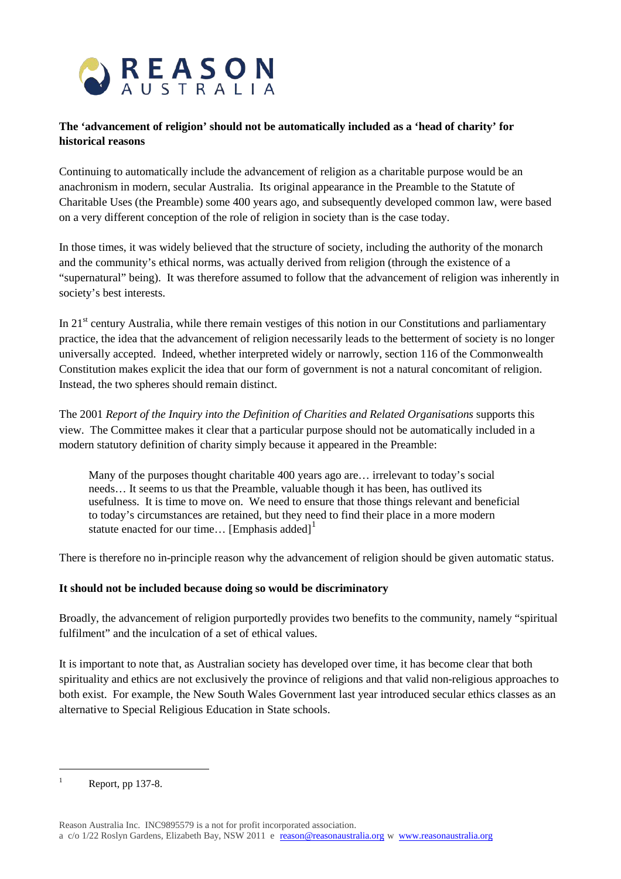**The 'advancement of religion' should not be automatically included as a 'head of charity' for historical reasons**

Continuing to automatically include the advancement of religion as a charitable purpose would be an anachronism in modern, secular Australia. Its original appearance in the Preamble to the Statute of Charitable Uses (the Preamble) some 400 years ago, and subsequently developed common law, were based on a very different conception of the role of religion in society than is the case today.

In those times, it was widely believed that the structure of society, including the authority of the monarch and the community's ethical norms, was actually derived from religion (through the existence of a "supernatural" being). It was therefore assumed to follow that the advancement of religion was inherently in society's best interests.

In 21st century Australia, while there remain vestiges of this notion in our Constitutions and parliamentary practice, the idea that the advancement of religion necessarily leads to the betterment of society is no longer universally accepted. Indeed, whether interpreted widely or narrowly, section 116 of the Commonwealth Constitution makes explicit the idea that our form of government is not a natural concomitant of religion. Instead, the two spheres should remain distinct.

The 2001 *Report of the Inquiry into the Definition of Charities and Related Organisations* supports this view. The Committee makes it clear that a particular purpose should not be automatically included in a modern statutory definition of charity simply because it appeared in the Preamble:

> Many of the purposes thought charitable 400 years ago are… irrelevant to today's social needs… It seems to us that the Preamble, valuable though it has been, has outlived its usefulness. It is time to move on. We need to ensure that those things relevant and beneficial to today's circumstances are retained, but they need to find their place in a more modern statute enacted for our time… [Emphasis added][1]

There is therefore no in-principle reason why the advancement of religion should be given automatic status.

**It should not be included because doing so would be discriminatory**

Broadly, the advancement of religion purportedly provides two benefits to the community, namely "spiritual fulfilment" and the inculcation of a set of ethical values.

It is important to note that, as Australian society has developed over time, it has become clear that both spirituality and ethics are not exclusively the province of religions and that valid non-religious approaches to both exist. For example, the New South Wales Government last year introduced secular ethics classes as an alternative to Special Religious Education in State schools.

[1] Report, pp 137-8.

Reason Australia Inc. INC9895579 is a not for profit incorporated association.
a c/o 1/22 Roslyn Gardens, Elizabeth Bay, NSW 2011 e reason@reasonaustralia.org w www.reasonaustralia.org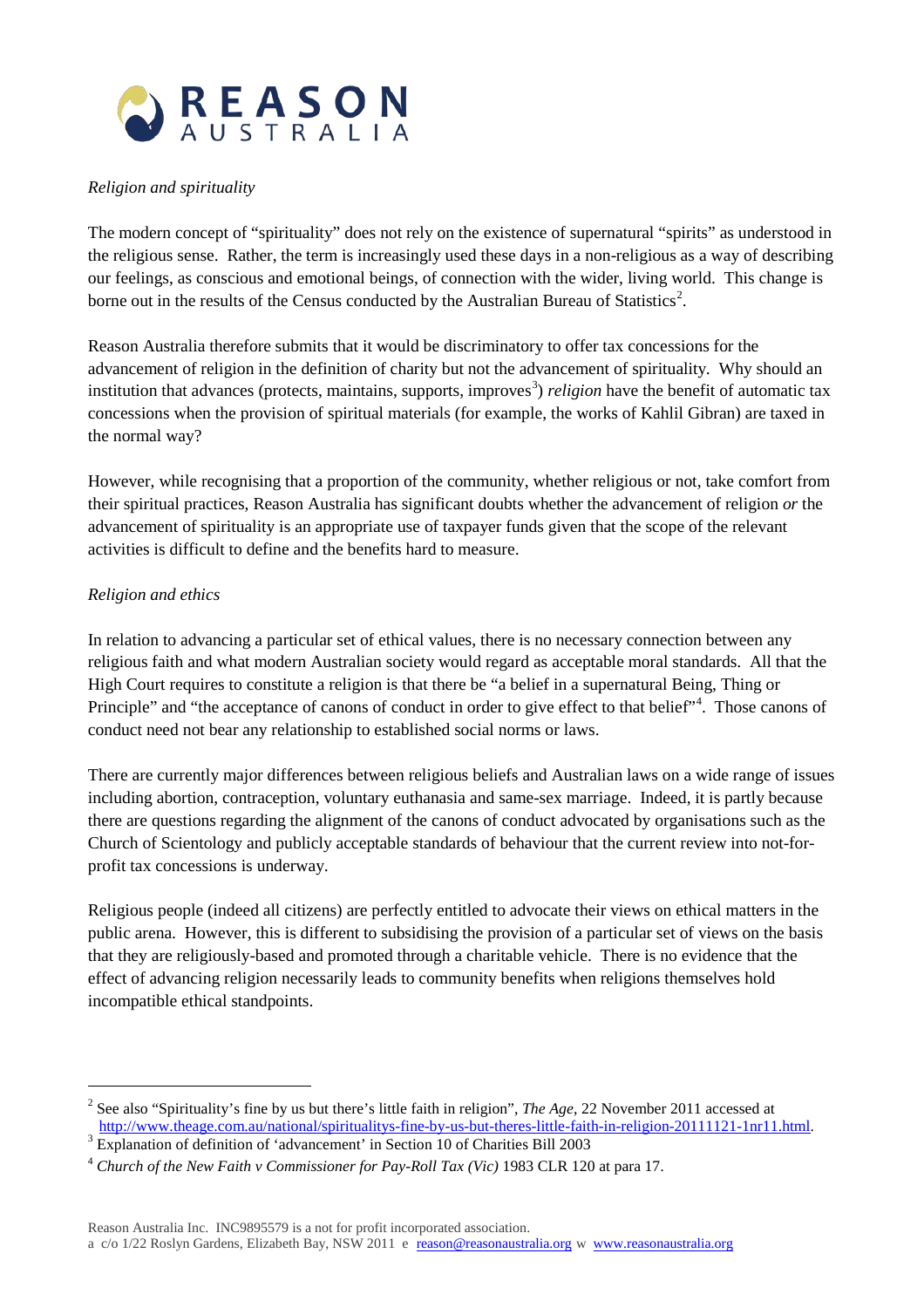*Religion and spirituality*

The modern concept of "spirituality" does not rely on the existence of supernatural "spirits" as understood in the religious sense. Rather, the term is increasingly used these days in a non-religious as a way of describing our feelings, as conscious and emotional beings, of connection with the wider, living world. This change is borne out in the results of the Census conducted by the Australian Bureau of Statistics[2].

Reason Australia therefore submits that it would be discriminatory to offer tax concessions for the advancement of religion in the definition of charity but not the advancement of spirituality. Why should an institution that advances (protects, maintains, supports, improves[3]) *religion* have the benefit of automatic tax concessions when the provision of spiritual materials (for example, the works of Kahlil Gibran) are taxed in the normal way?

However, while recognising that a proportion of the community, whether religious or not, take comfort from their spiritual practices, Reason Australia has significant doubts whether the advancement of religion *or* the advancement of spirituality is an appropriate use of taxpayer funds given that the scope of the relevant activities is difficult to define and the benefits hard to measure.

*Religion and ethics*

In relation to advancing a particular set of ethical values, there is no necessary connection between any religious faith and what modern Australian society would regard as acceptable moral standards. All that the High Court requires to constitute a religion is that there be "a belief in a supernatural Being, Thing or Principle" and "the acceptance of canons of conduct in order to give effect to that belief"[4]. Those canons of conduct need not bear any relationship to established social norms or laws.

There are currently major differences between religious beliefs and Australian laws on a wide range of issues including abortion, contraception, voluntary euthanasia and same-sex marriage. Indeed, it is partly because there are questions regarding the alignment of the canons of conduct advocated by organisations such as the Church of Scientology and publicly acceptable standards of behaviour that the current review into not-for-profit tax concessions is underway.

Religious people (indeed all citizens) are perfectly entitled to advocate their views on ethical matters in the public arena. However, this is different to subsidising the provision of a particular set of views on the basis that they are religiously-based and promoted through a charitable vehicle. There is no evidence that the effect of advancing religion necessarily leads to community benefits when religions themselves hold incompatible ethical standpoints.

---

[2] See also "Spirituality's fine by us but there's little faith in religion", *The Age*, 22 November 2011 accessed at http://www.theage.com.au/national/spiritualitys-fine-by-us-but-theres-little-faith-in-religion-20111121-1nr11.html.

[3] Explanation of definition of 'advancement' in Section 10 of Charities Bill 2003

[4] *Church of the New Faith v Commissioner for Pay-Roll Tax (Vic)* 1983 CLR 120 at para 17.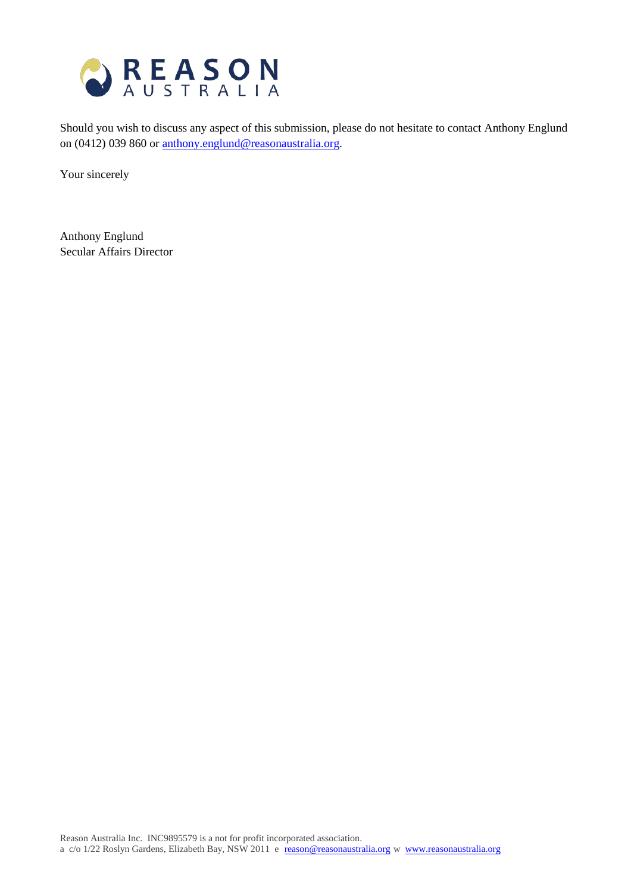Should you wish to discuss any aspect of this submission, please do not hesitate to contact Anthony Englund on (0412) 039 860 or anthony.englund@reasonaustralia.org.

Your sincerely

Anthony Englund
Secular Affairs Director

Reason Australia Inc. INC9895579 is a not for profit incorporated association.
a c/o 1/22 Roslyn Gardens, Elizabeth Bay, NSW 2011 e reason@reasonaustralia.org w www.reasonaustralia.org